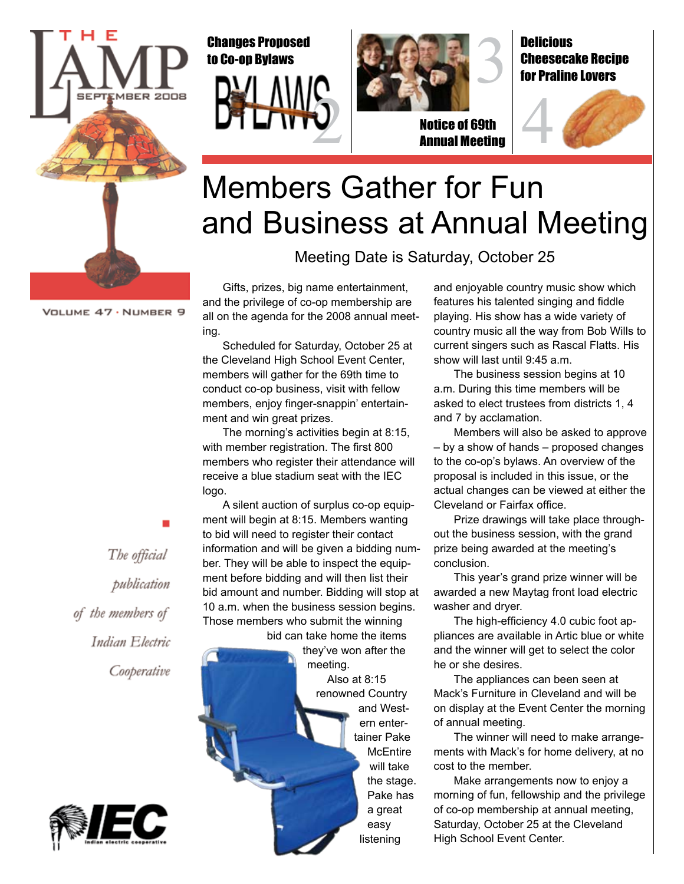# THE LAMP

SEPTEMBER 2008

VOLUME 47 · NUMBER 9

**Changes Proposed to Co-op Bylaws** 2

**Notice of 69th Annual Meeting** 3

**Delicious Cheesecake Recipe for Praline Lovers** 4

*The official publication of the members of Indian Electric Cooperative*

# Members Gather for Fun and Business at Annual Meeting

## Meeting Date is Saturday, October 25

Gifts, prizes, big name entertainment, and the privilege of co-op membership are all on the agenda for the 2008 annual meeting.

Scheduled for Saturday, October 25 at the Cleveland High School Event Center, members will gather for the 69th time to conduct co-op business, visit with fellow members, enjoy finger-snappin' entertainment and win great prizes.

The morning's activities begin at 8:15, with member registration. The first 800 members who register their attendance will receive a blue stadium seat with the IEC logo.

A silent auction of surplus co-op equipment will begin at 8:15. Members wanting to bid will need to register their contact information and will be given a bidding number. They will be able to inspect the equipment before bidding and will then list their bid amount and number. Bidding will stop at 10 a.m. when the business session begins. Those members who submit the winning bid can take home the items they've won after the meeting.

Also at 8:15 renowned Country and Western entertainer Pake McEntire will take the stage. Pake has a great easy listening and enjoyable country music show which features his talented singing and fiddle playing. His show has a wide variety of country music all the way from Bob Wills to current singers such as Rascal Flatts. His show will last until 9:45 a.m.

The business session begins at 10 a.m. During this time members will be asked to elect trustees from districts 1, 4 and 7 by acclamation.

Members will also be asked to approve – by a show of hands – proposed changes to the co-op's bylaws. An overview of the proposal is included in this issue, or the actual changes can be viewed at either the Cleveland or Fairfax office.

Prize drawings will take place throughout the business session, with the grand prize being awarded at the meeting's conclusion.

This year's grand prize winner will be awarded a new Maytag front load electric washer and dryer.

The high-efficiency 4.0 cubic foot appliances are available in Artic blue or white and the winner will get to select the color he or she desires.

The appliances can been seen at Mack's Furniture in Cleveland and will be on display at the Event Center the morning of annual meeting.

The winner will need to make arrangements with Mack's for home delivery, at no cost to the member.

Make arrangements now to enjoy a morning of fun, fellowship and the privilege of co-op membership at annual meeting, Saturday, October 25 at the Cleveland High School Event Center.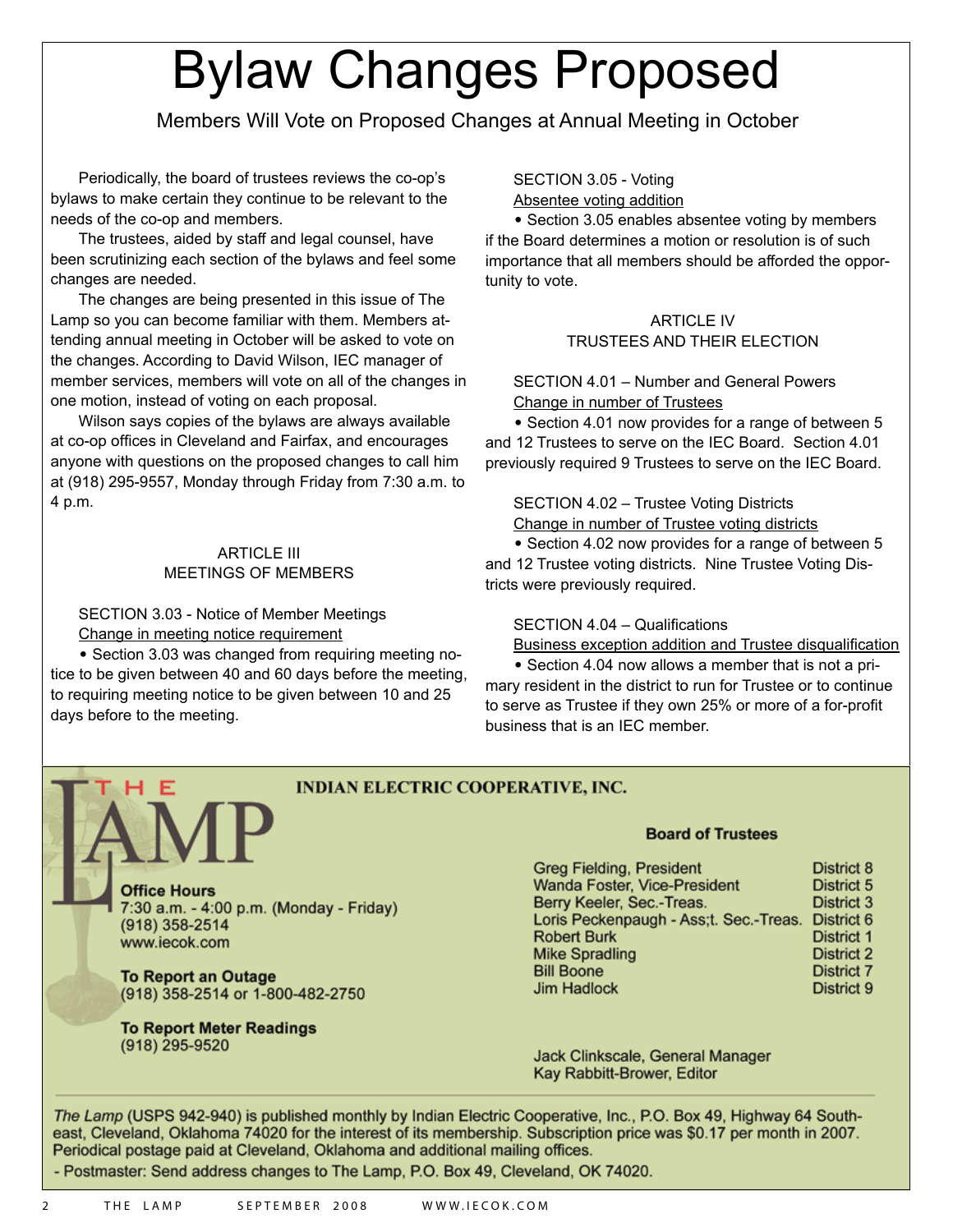# Bylaw Changes Proposed

Members Will Vote on Proposed Changes at Annual Meeting in October

Periodically, the board of trustees reviews the co-op's bylaws to make certain they continue to be relevant to the needs of the co-op and members.

The trustees, aided by staff and legal counsel, have been scrutinizing each section of the bylaws and feel some changes are needed.

The changes are being presented in this issue of The Lamp so you can become familiar with them. Members attending annual meeting in October will be asked to vote on the changes. According to David Wilson, IEC manager of member services, members will vote on all of the changes in one motion, instead of voting on each proposal.

Wilson says copies of the bylaws are always available at co-op offices in Cleveland and Fairfax, and encourages anyone with questions on the proposed changes to call him at (918) 295-9557, Monday through Friday from 7:30 a.m. to 4 p.m.

## ARTICLE III
## MEETINGS OF MEMBERS

SECTION 3.03 - Notice of Member Meetings
Change in meeting notice requirement

• Section 3.03 was changed from requiring meeting notice to be given between 40 and 60 days before the meeting, to requiring meeting notice to be given between 10 and 25 days before to the meeting.

SECTION 3.05 - Voting
Absentee voting addition

• Section 3.05 enables absentee voting by members if the Board determines a motion or resolution is of such importance that all members should be afforded the opportunity to vote.

## ARTICLE IV
## TRUSTEES AND THEIR ELECTION

SECTION 4.01 – Number and General Powers
Change in number of Trustees

• Section 4.01 now provides for a range of between 5 and 12 Trustees to serve on the IEC Board. Section 4.01 previously required 9 Trustees to serve on the IEC Board.

SECTION 4.02 – Trustee Voting Districts
Change in number of Trustee voting districts

• Section 4.02 now provides for a range of between 5 and 12 Trustee voting districts. Nine Trustee Voting Districts were previously required.

SECTION 4.04 – Qualifications
Business exception addition and Trustee disqualification

• Section 4.04 now allows a member that is not a primary resident in the district to run for Trustee or to continue to serve as Trustee if they own 25% or more of a for-profit business that is an IEC member.

---

THE LAMP

**INDIAN ELECTRIC COOPERATIVE, INC.**

**Office Hours**
7:30 a.m. - 4:00 p.m. (Monday - Friday)
(918) 358-2514
www.iecok.com

**To Report an Outage**
(918) 358-2514 or 1-800-482-2750

**To Report Meter Readings**
(918) 295-9520

**Board of Trustees**

| | |
|---|---|
| Greg Fielding, President | District 8 |
| Wanda Foster, Vice-President | District 5 |
| Berry Keeler, Sec.-Treas. | District 3 |
| Loris Peckenpaugh - Ass;t. Sec.-Treas. | District 6 |
| Robert Burk | District 1 |
| Mike Spradling | District 2 |
| Bill Boone | District 7 |
| Jim Hadlock | District 9 |

Jack Clinkscale, General Manager
Kay Rabbitt-Brower, Editor

*The Lamp* (USPS 942-940) is published monthly by Indian Electric Cooperative, Inc., P.O. Box 49, Highway 64 Southeast, Cleveland, Oklahoma 74020 for the interest of its membership. Subscription price was $0.17 per month in 2007. Periodical postage paid at Cleveland, Oklahoma and additional mailing offices.

- Postmaster: Send address changes to The Lamp, P.O. Box 49, Cleveland, OK 74020.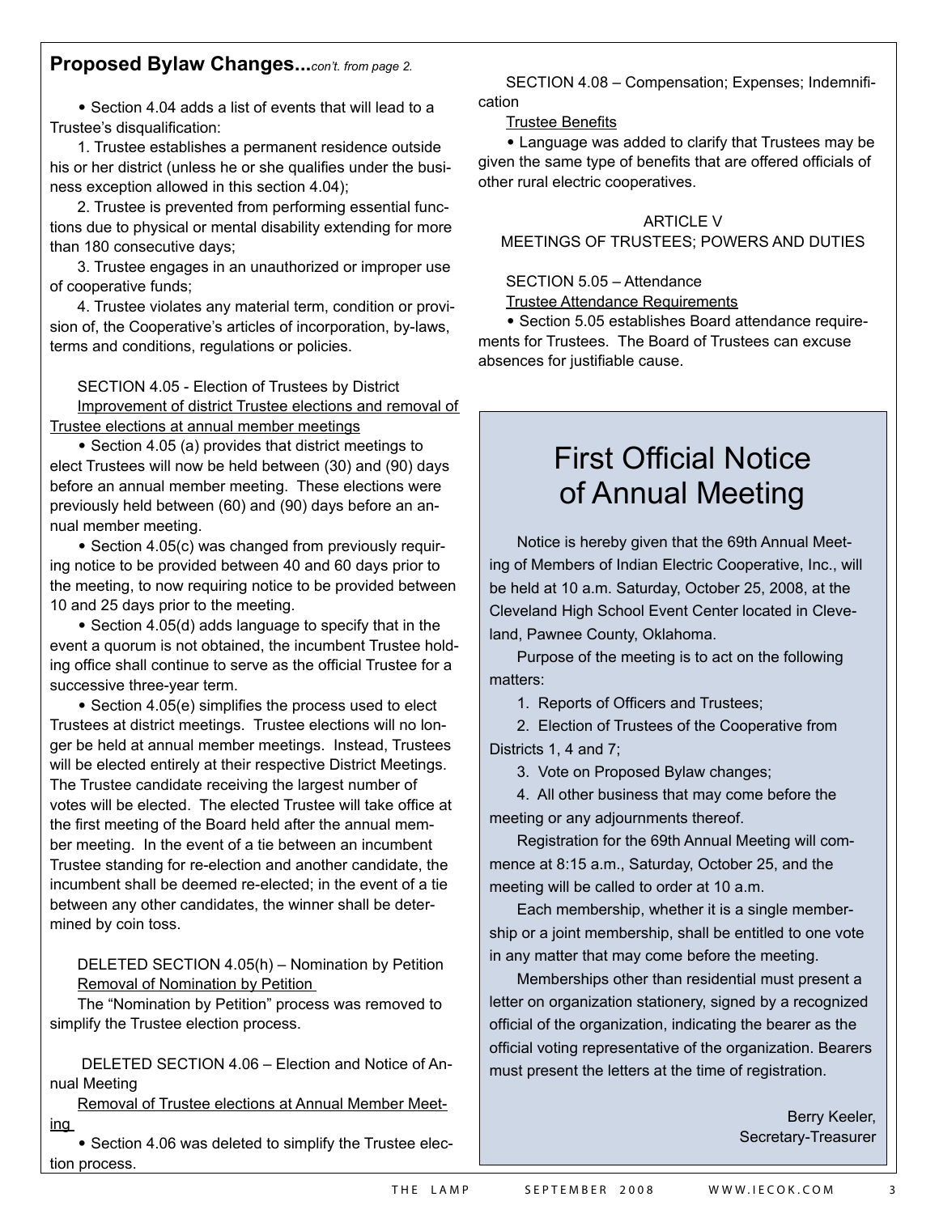## Proposed Bylaw Changes...*con't. from page 2.*

- Section 4.04 adds a list of events that will lead to a Trustee's disqualification:

1. Trustee establishes a permanent residence outside his or her district (unless he or she qualifies under the business exception allowed in this section 4.04);
2. Trustee is prevented from performing essential functions due to physical or mental disability extending for more than 180 consecutive days;
3. Trustee engages in an unauthorized or improper use of cooperative funds;
4. Trustee violates any material term, condition or provision of, the Cooperative's articles of incorporation, by-laws, terms and conditions, regulations or policies.

SECTION 4.05 - Election of Trustees by District

<u>Improvement of district Trustee elections and removal of Trustee elections at annual member meetings</u>

- Section 4.05 (a) provides that district meetings to elect Trustees will now be held between (30) and (90) days before an annual member meeting. These elections were previously held between (60) and (90) days before an annual member meeting.
- Section 4.05(c) was changed from previously requiring notice to be provided between 40 and 60 days prior to the meeting, to now requiring notice to be provided between 10 and 25 days prior to the meeting.
- Section 4.05(d) adds language to specify that in the event a quorum is not obtained, the incumbent Trustee holding office shall continue to serve as the official Trustee for a successive three-year term.
- Section 4.05(e) simplifies the process used to elect Trustees at district meetings. Trustee elections will no longer be held at annual member meetings. Instead, Trustees will be elected entirely at their respective District Meetings. The Trustee candidate receiving the largest number of votes will be elected. The elected Trustee will take office at the first meeting of the Board held after the annual member meeting. In the event of a tie between an incumbent Trustee standing for re-election and another candidate, the incumbent shall be deemed re-elected; in the event of a tie between any other candidates, the winner shall be determined by coin toss.

DELETED SECTION 4.05(h) – Nomination by Petition

<u>Removal of Nomination by Petition</u>

The "Nomination by Petition" process was removed to simplify the Trustee election process.

DELETED SECTION 4.06 – Election and Notice of Annual Meeting

<u>Removal of Trustee elections at Annual Member Meeting</u>

- Section 4.06 was deleted to simplify the Trustee election process.

SECTION 4.08 – Compensation; Expenses; Indemnification

<u>Trustee Benefits</u>

- Language was added to clarify that Trustees may be given the same type of benefits that are offered officials of other rural electric cooperatives.

ARTICLE V

MEETINGS OF TRUSTEES; POWERS AND DUTIES

SECTION 5.05 – Attendance

<u>Trustee Attendance Requirements</u>

- Section 5.05 establishes Board attendance requirements for Trustees. The Board of Trustees can excuse absences for justifiable cause.

# First Official Notice of Annual Meeting

Notice is hereby given that the 69th Annual Meeting of Members of Indian Electric Cooperative, Inc., will be held at 10 a.m. Saturday, October 25, 2008, at the Cleveland High School Event Center located in Cleveland, Pawnee County, Oklahoma.

Purpose of the meeting is to act on the following matters:

1. Reports of Officers and Trustees;
2. Election of Trustees of the Cooperative from Districts 1, 4 and 7;
3. Vote on Proposed Bylaw changes;
4. All other business that may come before the meeting or any adjournments thereof.

Registration for the 69th Annual Meeting will commence at 8:15 a.m., Saturday, October 25, and the meeting will be called to order at 10 a.m.

Each membership, whether it is a single membership or a joint membership, shall be entitled to one vote in any matter that may come before the meeting.

Memberships other than residential must present a letter on organization stationery, signed by a recognized official of the organization, indicating the bearer as the official voting representative of the organization. Bearers must present the letters at the time of registration.

Berry Keeler,
Secretary-Treasurer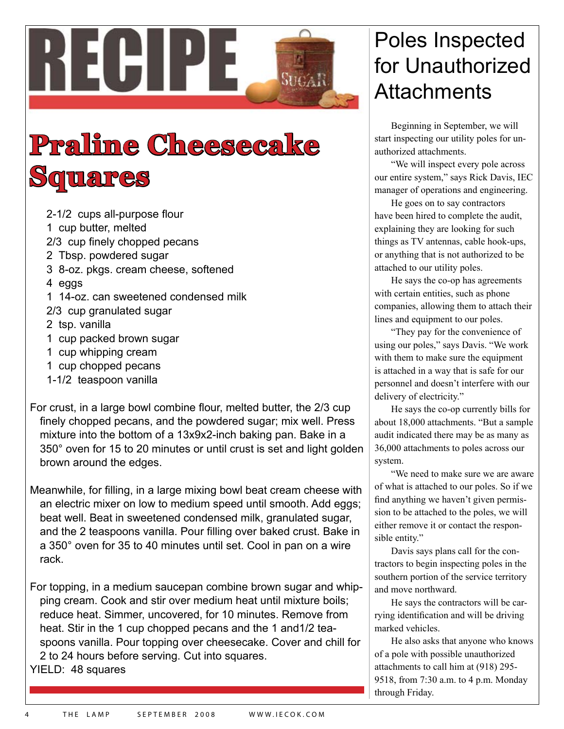# RECIPE

## Praline Cheesecake Squares

- 2-1/2 cups all-purpose flour
- 1 cup butter, melted
- 2/3 cup finely chopped pecans
- 2 Tbsp. powdered sugar
- 3 8-oz. pkgs. cream cheese, softened
- 4 eggs
- 1 14-oz. can sweetened condensed milk
- 2/3 cup granulated sugar
- 2 tsp. vanilla
- 1 cup packed brown sugar
- 1 cup whipping cream
- 1 cup chopped pecans
- 1-1/2 teaspoon vanilla

For crust, in a large bowl combine flour, melted butter, the 2/3 cup finely chopped pecans, and the powdered sugar; mix well. Press mixture into the bottom of a 13x9x2-inch baking pan. Bake in a 350° oven for 15 to 20 minutes or until crust is set and light golden brown around the edges.

Meanwhile, for filling, in a large mixing bowl beat cream cheese with an electric mixer on low to medium speed until smooth. Add eggs; beat well. Beat in sweetened condensed milk, granulated sugar, and the 2 teaspoons vanilla. Pour filling over baked crust. Bake in a 350° oven for 35 to 40 minutes until set. Cool in pan on a wire rack.

For topping, in a medium saucepan combine brown sugar and whipping cream. Cook and stir over medium heat until mixture boils; reduce heat. Simmer, uncovered, for 10 minutes. Remove from heat. Stir in the 1 cup chopped pecans and the 1 and1/2 teaspoons vanilla. Pour topping over cheesecake. Cover and chill for 2 to 24 hours before serving. Cut into squares.

YIELD: 48 squares

# Poles Inspected for Unauthorized Attachments

Beginning in September, we will start inspecting our utility poles for unauthorized attachments.

"We will inspect every pole across our entire system," says Rick Davis, IEC manager of operations and engineering.

He goes on to say contractors have been hired to complete the audit, explaining they are looking for such things as TV antennas, cable hook-ups, or anything that is not authorized to be attached to our utility poles.

He says the co-op has agreements with certain entities, such as phone companies, allowing them to attach their lines and equipment to our poles.

"They pay for the convenience of using our poles," says Davis. "We work with them to make sure the equipment is attached in a way that is safe for our personnel and doesn't interfere with our delivery of electricity."

He says the co-op currently bills for about 18,000 attachments. "But a sample audit indicated there may be as many as 36,000 attachments to poles across our system.

"We need to make sure we are aware of what is attached to our poles. So if we find anything we haven't given permission to be attached to the poles, we will either remove it or contact the responsible entity."

Davis says plans call for the contractors to begin inspecting poles in the southern portion of the service territory and move northward.

He says the contractors will be carrying identification and will be driving marked vehicles.

He also asks that anyone who knows of a pole with possible unauthorized attachments to call him at (918) 295-9518, from 7:30 a.m. to 4 p.m. Monday through Friday.